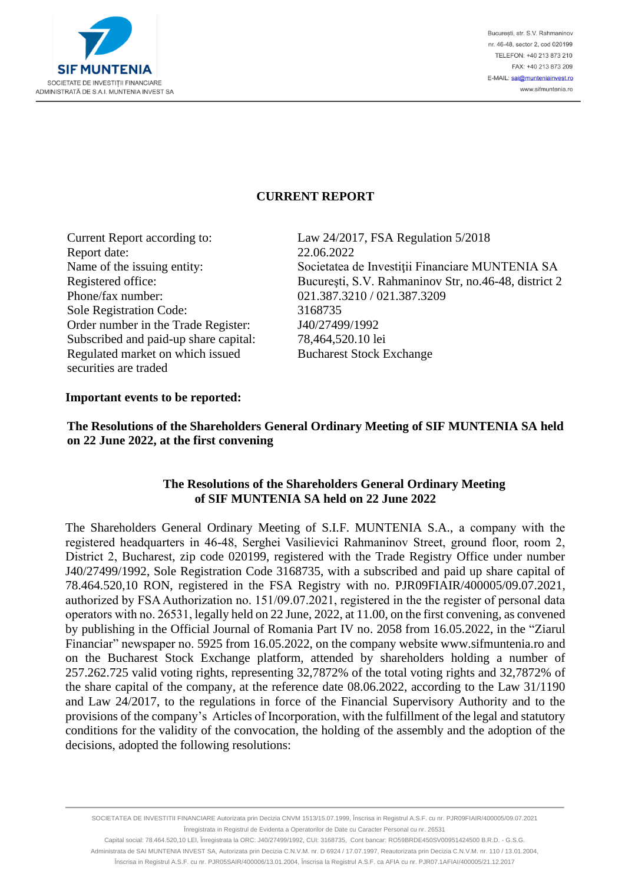**CURRENT REPORT**

| | |
|---|---|
| Current Report according to: | Law 24/2017, FSA Regulation 5/2018 |
| Report date: | 22.06.2022 |
| Name of the issuing entity: | Societatea de Investiţii Financiare MUNTENIA SA |
| Registered office: | Bucureşti, S.V. Rahmaninov Str, no.46-48, district 2 |
| Phone/fax number: | 021.387.3210 / 021.387.3209 |
| Sole Registration Code: | 3168735 |
| Order number in the Trade Register: | J40/27499/1992 |
| Subscribed and paid-up share capital: | 78,464,520.10 lei |
| Regulated market on which issued securities are traded | Bucharest Stock Exchange |

**Important events to be reported:**

**The Resolutions of the Shareholders General Ordinary Meeting of SIF MUNTENIA SA held on 22 June 2022, at the first convening**

## The Resolutions of the Shareholders General Ordinary Meeting of SIF MUNTENIA SA held on 22 June 2022

The Shareholders General Ordinary Meeting of S.I.F. MUNTENIA S.A., a company with the registered headquarters in 46-48, Serghei Vasilievici Rahmaninov Street, ground floor, room 2, District 2, Bucharest, zip code 020199, registered with the Trade Registry Office under number J40/27499/1992, Sole Registration Code 3168735, with a subscribed and paid up share capital of 78.464.520,10 RON, registered in the FSA Registry with no. PJR09FIAIR/400005/09.07.2021, authorized by FSA Authorization no. 151/09.07.2021, registered in the the register of personal data operators with no. 26531, legally held on 22 June, 2022, at 11.00, on the first convening, as convened by publishing in the Official Journal of Romania Part IV no. 2058 from 16.05.2022, in the "Ziarul Financiar" newspaper no. 5925 from 16.05.2022, on the company website www.sifmuntenia.ro and on the Bucharest Stock Exchange platform, attended by shareholders holding a number of 257.262.725 valid voting rights, representing 32,7872% of the total voting rights and 32,7872% of the share capital of the company, at the reference date 08.06.2022, according to the Law 31/1190 and Law 24/2017, to the regulations in force of the Financial Supervisory Authority and to the provisions of the company's Articles of Incorporation, with the fulfillment of the legal and statutory conditions for the validity of the convocation, the holding of the assembly and the adoption of the decisions, adopted the following resolutions: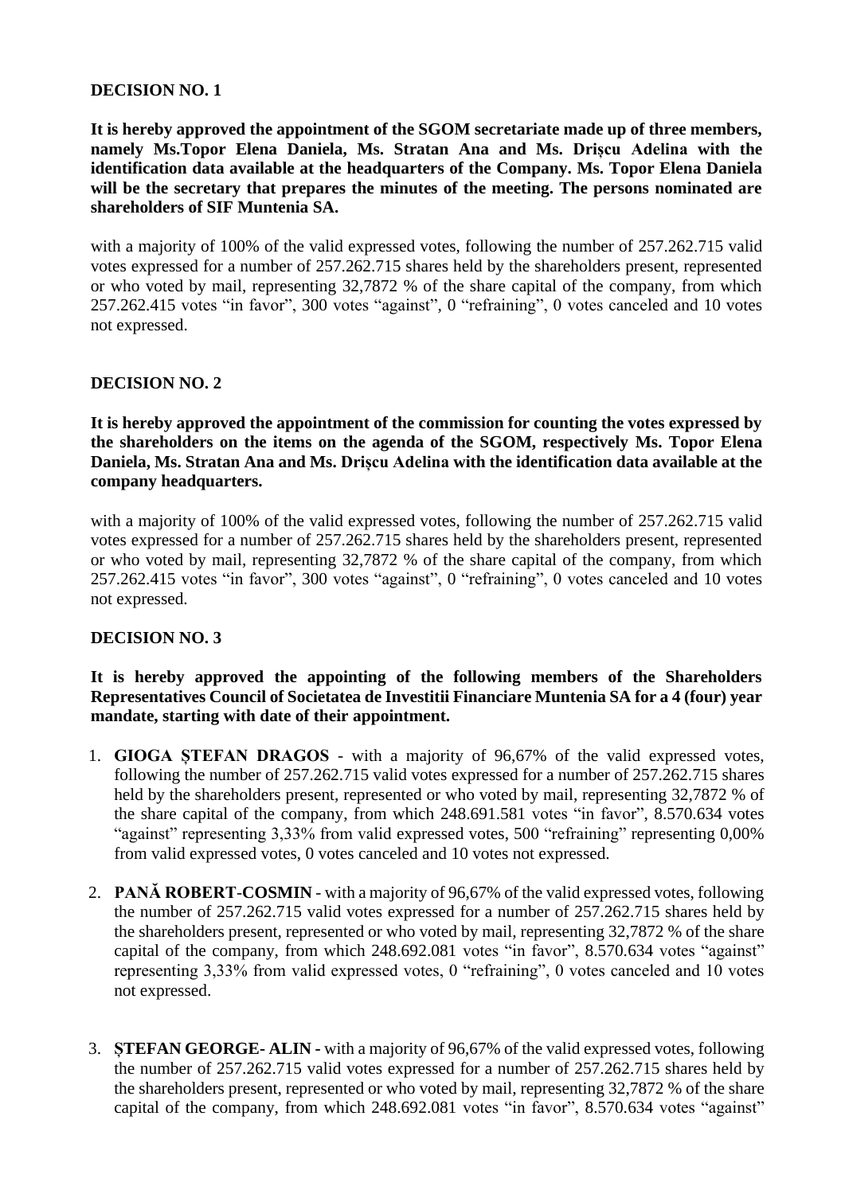**DECISION NO. 1**

**It is hereby approved the appointment of the SGOM secretariate made up of three members, namely Ms.Topor Elena Daniela, Ms. Stratan Ana and Ms. Drișcu Adelina with the identification data available at the headquarters of the Company. Ms. Topor Elena Daniela will be the secretary that prepares the minutes of the meeting. The persons nominated are shareholders of SIF Muntenia SA.**

with a majority of 100% of the valid expressed votes, following the number of 257.262.715 valid votes expressed for a number of 257.262.715 shares held by the shareholders present, represented or who voted by mail, representing 32,7872 % of the share capital of the company, from which 257.262.415 votes "in favor", 300 votes "against", 0 "refraining", 0 votes canceled and 10 votes not expressed.

**DECISION NO. 2**

**It is hereby approved the appointment of the commission for counting the votes expressed by the shareholders on the items on the agenda of the SGOM, respectively Ms. Topor Elena Daniela, Ms. Stratan Ana and Ms. Drișcu Adelina with the identification data available at the company headquarters.**

with a majority of 100% of the valid expressed votes, following the number of 257.262.715 valid votes expressed for a number of 257.262.715 shares held by the shareholders present, represented or who voted by mail, representing 32,7872 % of the share capital of the company, from which 257.262.415 votes "in favor", 300 votes "against", 0 "refraining", 0 votes canceled and 10 votes not expressed.

**DECISION NO. 3**

**It is hereby approved the appointing of the following members of the Shareholders Representatives Council of Societatea de Investitii Financiare Muntenia SA for a 4 (four) year mandate, starting with date of their appointment.**

1. **GIOGA ȘTEFAN DRAGOS** - with a majority of 96,67% of the valid expressed votes, following the number of 257.262.715 valid votes expressed for a number of 257.262.715 shares held by the shareholders present, represented or who voted by mail, representing 32,7872 % of the share capital of the company, from which 248.691.581 votes "in favor", 8.570.634 votes "against" representing 3,33% from valid expressed votes, 500 "refraining" representing 0,00% from valid expressed votes, 0 votes canceled and 10 votes not expressed.

2. **PANĂ ROBERT-COSMIN** - with a majority of 96,67% of the valid expressed votes, following the number of 257.262.715 valid votes expressed for a number of 257.262.715 shares held by the shareholders present, represented or who voted by mail, representing 32,7872 % of the share capital of the company, from which 248.692.081 votes "in favor", 8.570.634 votes "against" representing 3,33% from valid expressed votes, 0 "refraining", 0 votes canceled and 10 votes not expressed.

3. **ȘTEFAN GEORGE- ALIN -** with a majority of 96,67% of the valid expressed votes, following the number of 257.262.715 valid votes expressed for a number of 257.262.715 shares held by the shareholders present, represented or who voted by mail, representing 32,7872 % of the share capital of the company, from which 248.692.081 votes "in favor", 8.570.634 votes "against"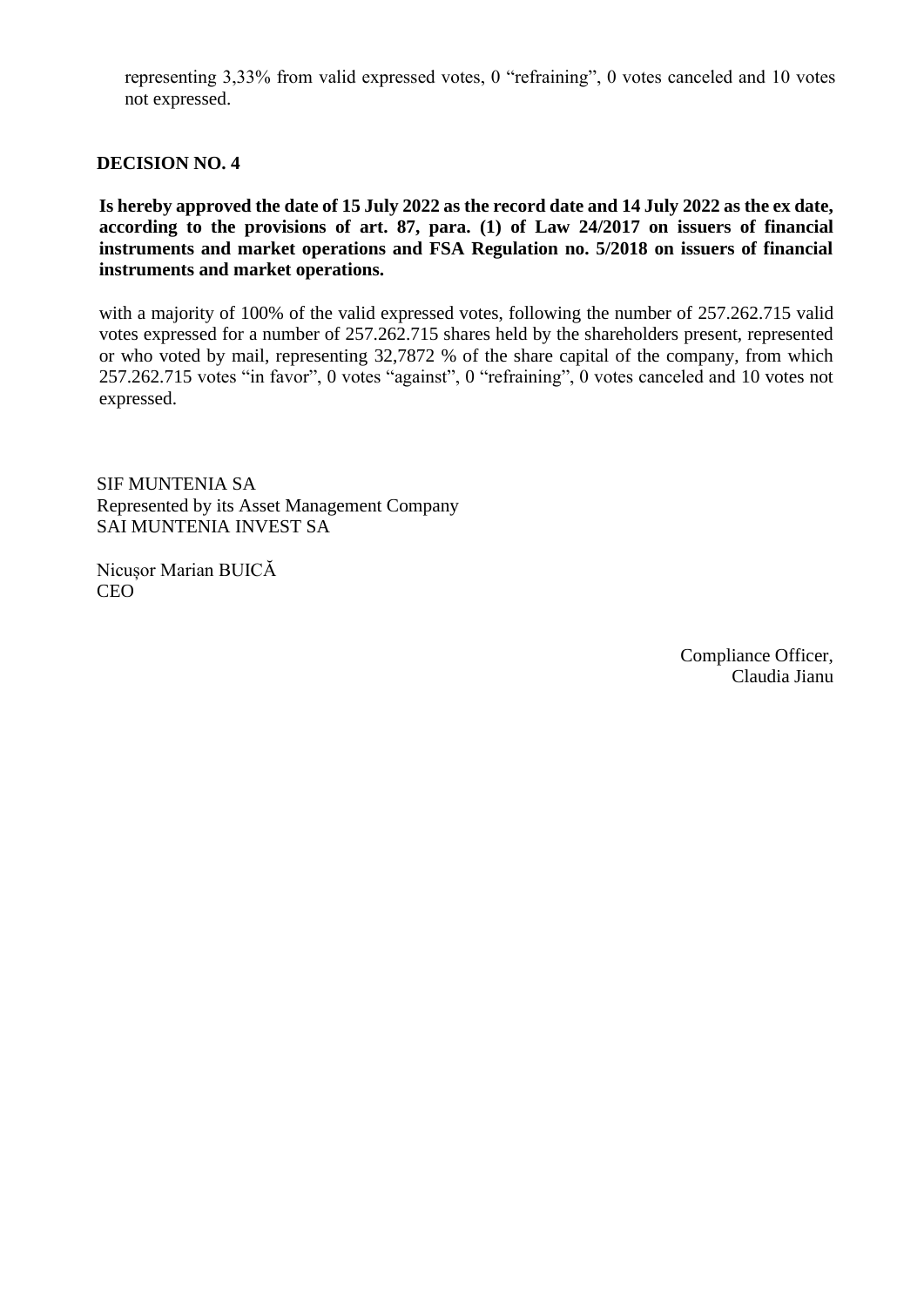representing 3,33% from valid expressed votes, 0 "refraining", 0 votes canceled and 10 votes not expressed.

**DECISION NO. 4**

**Is hereby approved the date of 15 July 2022 as the record date and 14 July 2022 as the ex date, according to the provisions of art. 87, para. (1) of Law 24/2017 on issuers of financial instruments and market operations and FSA Regulation no. 5/2018 on issuers of financial instruments and market operations.**

with a majority of 100% of the valid expressed votes, following the number of 257.262.715 valid votes expressed for a number of 257.262.715 shares held by the shareholders present, represented or who voted by mail, representing 32,7872 % of the share capital of the company, from which 257.262.715 votes "in favor", 0 votes "against", 0 "refraining", 0 votes canceled and 10 votes not expressed.

SIF MUNTENIA SA
Represented by its Asset Management Company
SAI MUNTENIA INVEST SA

Nicușor Marian BUICĂ
CEO

Compliance Officer,
Claudia Jianu